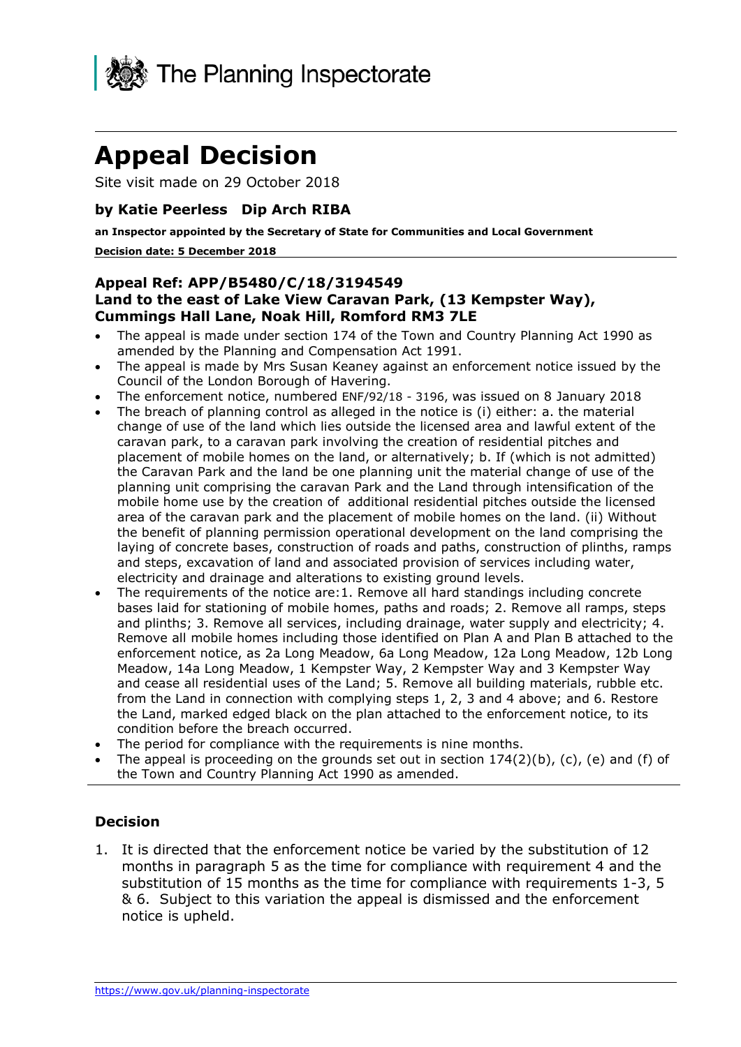The Planning Inspectorate

# Appeal Decision

Site visit made on 29 October 2018

### by Katie Peerless Dip Arch RIBA

**an Inspector appointed by the Secretary of State for Communities and Local Government**

**Decision date: 5 December 2018**

### Appeal Ref: APP/B5480/C/18/3194549
### Land to the east of Lake View Caravan Park, (13 Kempster Way), Cummings Hall Lane, Noak Hill, Romford RM3 7LE

- The appeal is made under section 174 of the Town and Country Planning Act 1990 as amended by the Planning and Compensation Act 1991.
- The appeal is made by Mrs Susan Keaney against an enforcement notice issued by the Council of the London Borough of Havering.
- The enforcement notice, numbered ENF/92/18 - 3196, was issued on 8 January 2018
- The breach of planning control as alleged in the notice is (i) either: a. the material change of use of the land which lies outside the licensed area and lawful extent of the caravan park, to a caravan park involving the creation of residential pitches and placement of mobile homes on the land, or alternatively; b. If (which is not admitted) the Caravan Park and the land be one planning unit the material change of use of the planning unit comprising the caravan Park and the Land through intensification of the mobile home use by the creation of additional residential pitches outside the licensed area of the caravan park and the placement of mobile homes on the land. (ii) Without the benefit of planning permission operational development on the land comprising the laying of concrete bases, construction of roads and paths, construction of plinths, ramps and steps, excavation of land and associated provision of services including water, electricity and drainage and alterations to existing ground levels.
- The requirements of the notice are: 1. Remove all hard standings including concrete bases laid for stationing of mobile homes, paths and roads; 2. Remove all ramps, steps and plinths; 3. Remove all services, including drainage, water supply and electricity; 4. Remove all mobile homes including those identified on Plan A and Plan B attached to the enforcement notice, as 2a Long Meadow, 6a Long Meadow, 12a Long Meadow, 12b Long Meadow, 14a Long Meadow, 1 Kempster Way, 2 Kempster Way and 3 Kempster Way and cease all residential uses of the Land; 5. Remove all building materials, rubble etc. from the Land in connection with complying steps 1, 2, 3 and 4 above; and 6. Restore the Land, marked edged black on the plan attached to the enforcement notice, to its condition before the breach occurred.
- The period for compliance with the requirements is nine months.
- The appeal is proceeding on the grounds set out in section 174(2)(b), (c), (e) and (f) of the Town and Country Planning Act 1990 as amended.

### Decision

1. It is directed that the enforcement notice be varied by the substitution of 12 months in paragraph 5 as the time for compliance with requirement 4 and the substitution of 15 months as the time for compliance with requirements 1-3, 5 & 6. Subject to this variation the appeal is dismissed and the enforcement notice is upheld.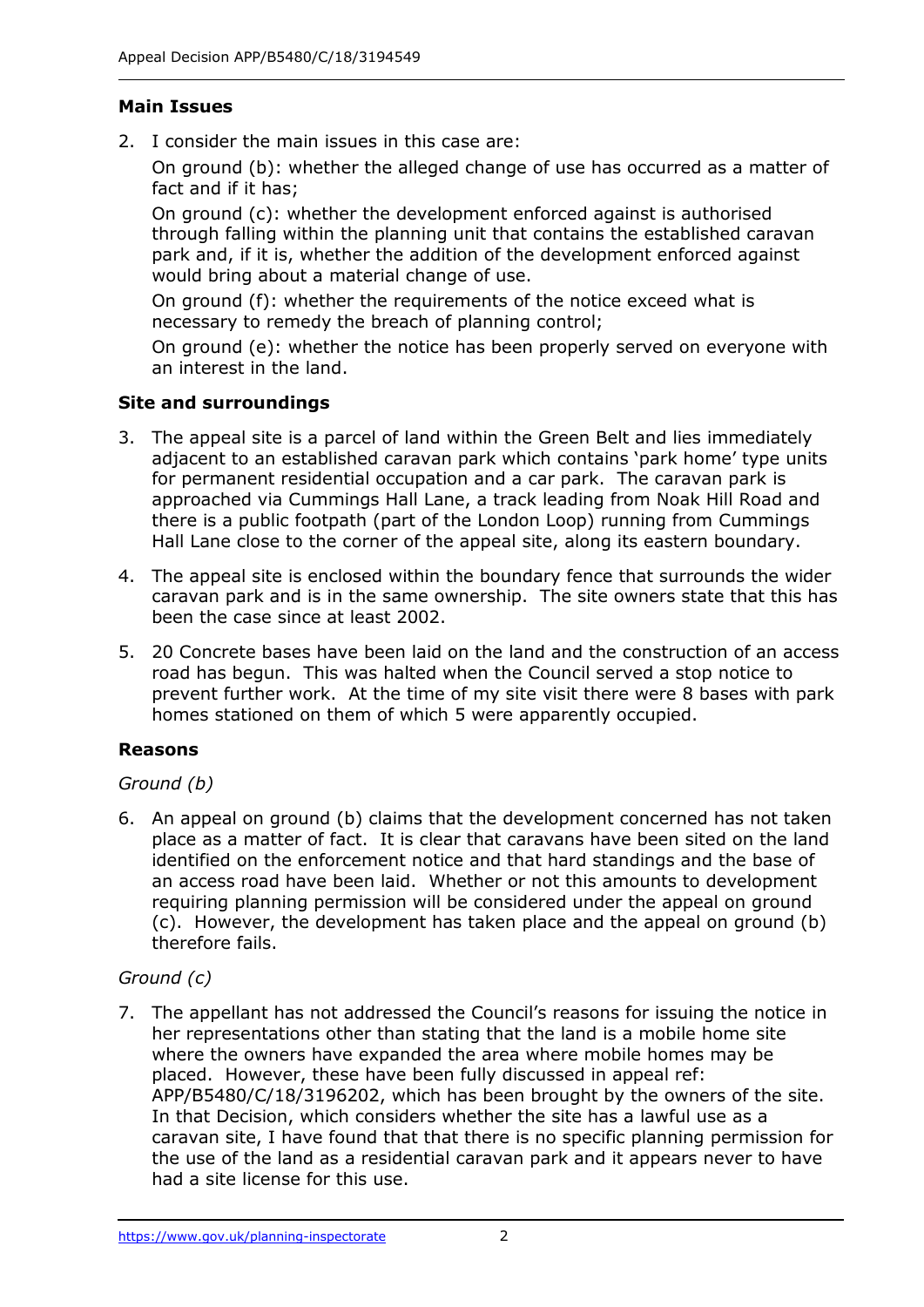### Main Issues

2. I consider the main issues in this case are:

   On ground (b): whether the alleged change of use has occurred as a matter of fact and if it has;

   On ground (c): whether the development enforced against is authorised through falling within the planning unit that contains the established caravan park and, if it is, whether the addition of the development enforced against would bring about a material change of use.

   On ground (f): whether the requirements of the notice exceed what is necessary to remedy the breach of planning control;

   On ground (e): whether the notice has been properly served on everyone with an interest in the land.

### Site and surroundings

3. The appeal site is a parcel of land within the Green Belt and lies immediately adjacent to an established caravan park which contains 'park home' type units for permanent residential occupation and a car park. The caravan park is approached via Cummings Hall Lane, a track leading from Noak Hill Road and there is a public footpath (part of the London Loop) running from Cummings Hall Lane close to the corner of the appeal site, along its eastern boundary.

4. The appeal site is enclosed within the boundary fence that surrounds the wider caravan park and is in the same ownership. The site owners state that this has been the case since at least 2002.

5. 20 Concrete bases have been laid on the land and the construction of an access road has begun. This was halted when the Council served a stop notice to prevent further work. At the time of my site visit there were 8 bases with park homes stationed on them of which 5 were apparently occupied.

### Reasons

*Ground (b)*

6. An appeal on ground (b) claims that the development concerned has not taken place as a matter of fact. It is clear that caravans have been sited on the land identified on the enforcement notice and that hard standings and the base of an access road have been laid. Whether or not this amounts to development requiring planning permission will be considered under the appeal on ground (c). However, the development has taken place and the appeal on ground (b) therefore fails.

*Ground (c)*

7. The appellant has not addressed the Council's reasons for issuing the notice in her representations other than stating that the land is a mobile home site where the owners have expanded the area where mobile homes may be placed. However, these have been fully discussed in appeal ref: APP/B5480/C/18/3196202, which has been brought by the owners of the site. In that Decision, which considers whether the site has a lawful use as a caravan site, I have found that that there is no specific planning permission for the use of the land as a residential caravan park and it appears never to have had a site license for this use.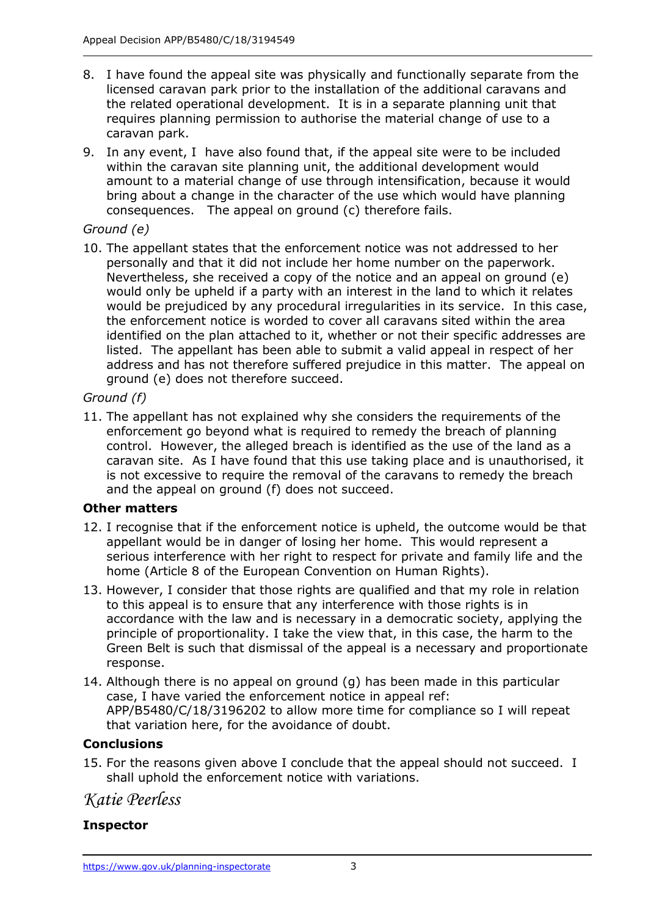8. I have found the appeal site was physically and functionally separate from the licensed caravan park prior to the installation of the additional caravans and the related operational development. It is in a separate planning unit that requires planning permission to authorise the material change of use to a caravan park.

9. In any event, I have also found that, if the appeal site were to be included within the caravan site planning unit, the additional development would amount to a material change of use through intensification, because it would bring about a change in the character of the use which would have planning consequences. The appeal on ground (c) therefore fails.

*Ground (e)*

10. The appellant states that the enforcement notice was not addressed to her personally and that it did not include her home number on the paperwork. Nevertheless, she received a copy of the notice and an appeal on ground (e) would only be upheld if a party with an interest in the land to which it relates would be prejudiced by any procedural irregularities in its service. In this case, the enforcement notice is worded to cover all caravans sited within the area identified on the plan attached to it, whether or not their specific addresses are listed. The appellant has been able to submit a valid appeal in respect of her address and has not therefore suffered prejudice in this matter. The appeal on ground (e) does not therefore succeed.

*Ground (f)*

11. The appellant has not explained why she considers the requirements of the enforcement go beyond what is required to remedy the breach of planning control. However, the alleged breach is identified as the use of the land as a caravan site. As I have found that this use taking place and is unauthorised, it is not excessive to require the removal of the caravans to remedy the breach and the appeal on ground (f) does not succeed.

**Other matters**

12. I recognise that if the enforcement notice is upheld, the outcome would be that appellant would be in danger of losing her home. This would represent a serious interference with her right to respect for private and family life and the home (Article 8 of the European Convention on Human Rights).

13. However, I consider that those rights are qualified and that my role in relation to this appeal is to ensure that any interference with those rights is in accordance with the law and is necessary in a democratic society, applying the principle of proportionality. I take the view that, in this case, the harm to the Green Belt is such that dismissal of the appeal is a necessary and proportionate response.

14. Although there is no appeal on ground (g) has been made in this particular case, I have varied the enforcement notice in appeal ref: APP/B5480/C/18/3196202 to allow more time for compliance so I will repeat that variation here, for the avoidance of doubt.

**Conclusions**

15. For the reasons given above I conclude that the appeal should not succeed. I shall uphold the enforcement notice with variations.

*Katie Peerless*

**Inspector**